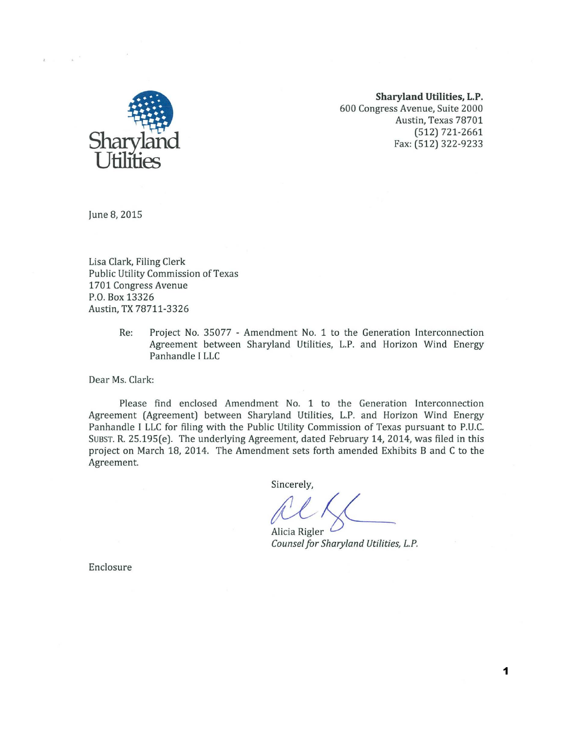Sharyland Utilities

**Sharyland Utilities, L.P.**
600 Congress Avenue, Suite 2000
Austin, Texas 78701
(512) 721-2661
Fax: (512) 322-9233

June 8, 2015

Lisa Clark, Filing Clerk
Public Utility Commission of Texas
1701 Congress Avenue
P.O. Box 13326
Austin, TX 78711-3326

Re: Project No. 35077 - Amendment No. 1 to the Generation Interconnection Agreement between Sharyland Utilities, L.P. and Horizon Wind Energy Panhandle I LLC

Dear Ms. Clark:

Please find enclosed Amendment No. 1 to the Generation Interconnection Agreement (Agreement) between Sharyland Utilities, L.P. and Horizon Wind Energy Panhandle I LLC for filing with the Public Utility Commission of Texas pursuant to P.U.C. SUBST. R. 25.195(e). The underlying Agreement, dated February 14, 2014, was filed in this project on March 18, 2014. The Amendment sets forth amended Exhibits B and C to the Agreement.

Sincerely,

Alicia Rigler
*Counsel for Sharyland Utilities, L.P.*

Enclosure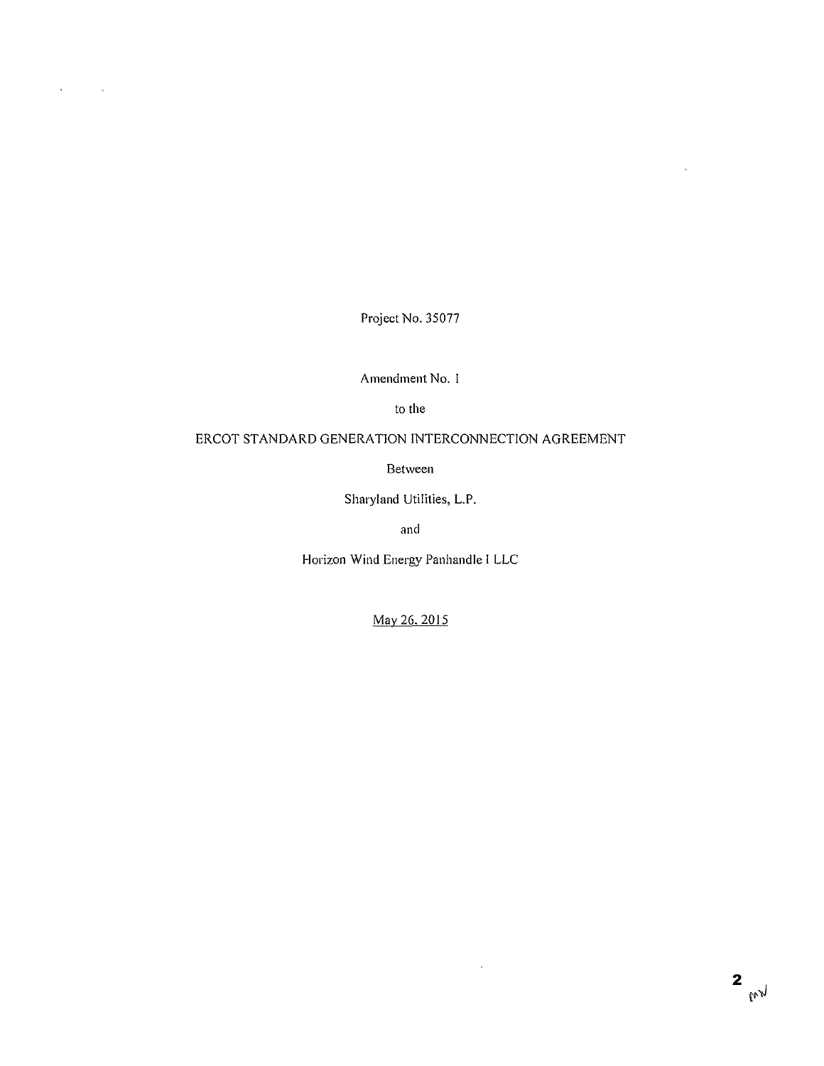Project No. 35077

Amendment No. 1

to the

ERCOT STANDARD GENERATION INTERCONNECTION AGREEMENT

Between

Sharyland Utilities, L.P.

and

Horizon Wind Energy Panhandle I LLC

May 26, 2015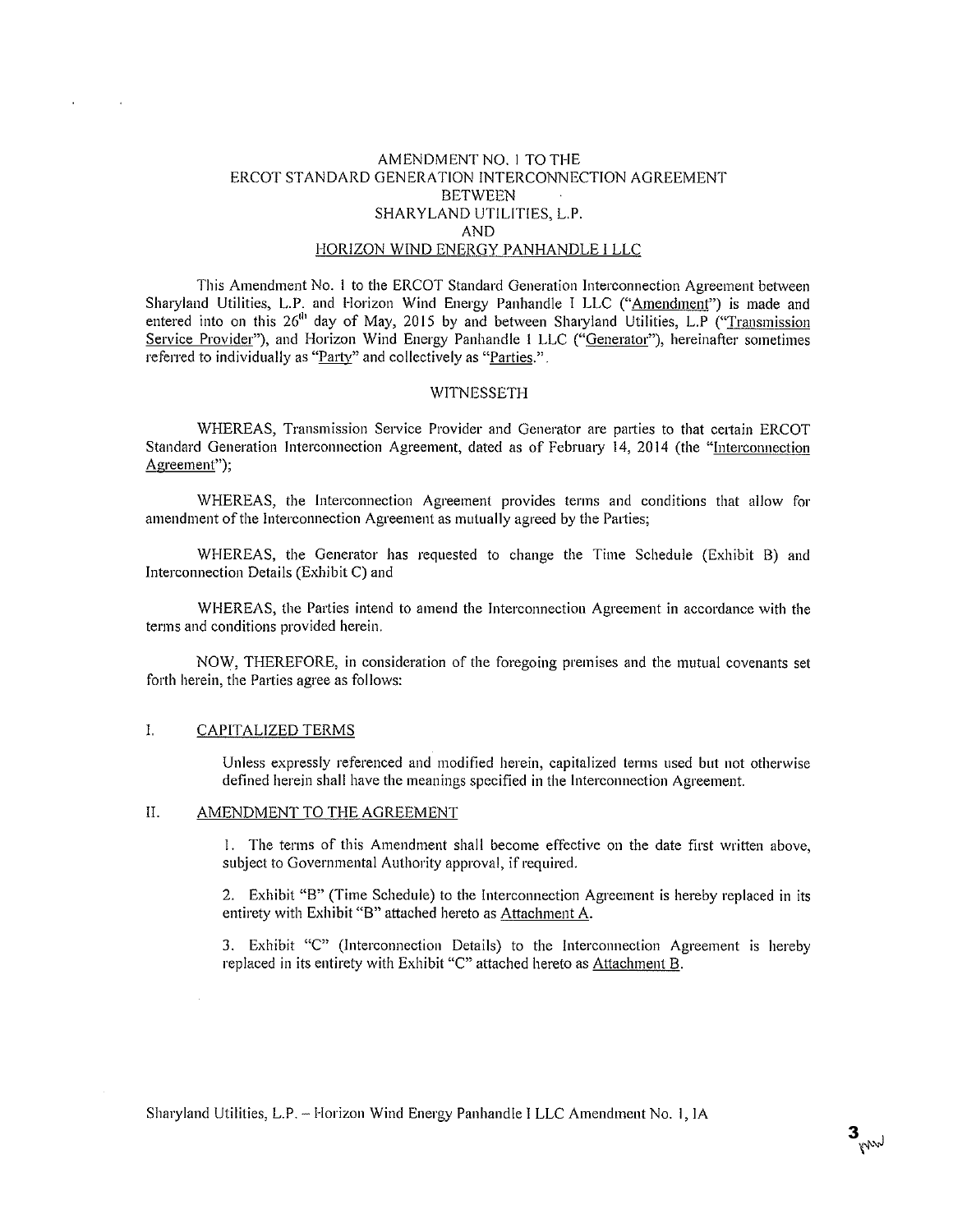# AMENDMENT NO. 1 TO THE ERCOT STANDARD GENERATION INTERCONNECTION AGREEMENT BETWEEN SHARYLAND UTILITIES, L.P. AND HORIZON WIND ENERGY PANHANDLE I LLC

This Amendment No. 1 to the ERCOT Standard Generation Interconnection Agreement between Sharyland Utilities, L.P. and Horizon Wind Energy Panhandle I LLC ("Amendment") is made and entered into on this 26th day of May, 2015 by and between Sharyland Utilities, L.P ("Transmission Service Provider"), and Horizon Wind Energy Panhandle I LLC ("Generator"), hereinafter sometimes referred to individually as "Party" and collectively as "Parties.".

## WITNESSETH

WHEREAS, Transmission Service Provider and Generator are parties to that certain ERCOT Standard Generation Interconnection Agreement, dated as of February 14, 2014 (the "Interconnection Agreement");

WHEREAS, the Interconnection Agreement provides terms and conditions that allow for amendment of the Interconnection Agreement as mutually agreed by the Parties;

WHEREAS, the Generator has requested to change the Time Schedule (Exhibit B) and Interconnection Details (Exhibit C) and

WHEREAS, the Parties intend to amend the Interconnection Agreement in accordance with the terms and conditions provided herein.

NOW, THEREFORE, in consideration of the foregoing premises and the mutual covenants set forth herein, the Parties agree as follows:

## I. CAPITALIZED TERMS

Unless expressly referenced and modified herein, capitalized terms used but not otherwise defined herein shall have the meanings specified in the Interconnection Agreement.

## II. AMENDMENT TO THE AGREEMENT

1. The terms of this Amendment shall become effective on the date first written above, subject to Governmental Authority approval, if required.

2. Exhibit "B" (Time Schedule) to the Interconnection Agreement is hereby replaced in its entirety with Exhibit "B" attached hereto as Attachment A.

3. Exhibit "C" (Interconnection Details) to the Interconnection Agreement is hereby replaced in its entirety with Exhibit "C" attached hereto as Attachment B.

Sharyland Utilities, L.P. – Horizon Wind Energy Panhandle I LLC Amendment No. 1, 1A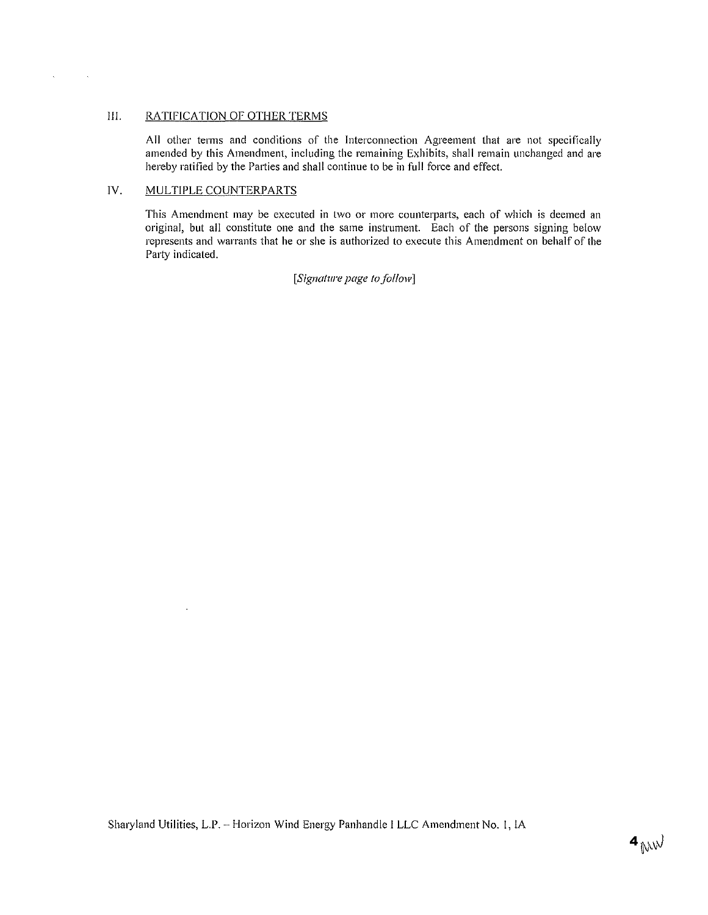## III. RATIFICATION OF OTHER TERMS

All other terms and conditions of the Interconnection Agreement that are not specifically amended by this Amendment, including the remaining Exhibits, shall remain unchanged and are hereby ratified by the Parties and shall continue to be in full force and effect.

## IV. MULTIPLE COUNTERPARTS

This Amendment may be executed in two or more counterparts, each of which is deemed an original, but all constitute one and the same instrument. Each of the persons signing below represents and warrants that he or she is authorized to execute this Amendment on behalf of the Party indicated.

*[Signature page to follow]*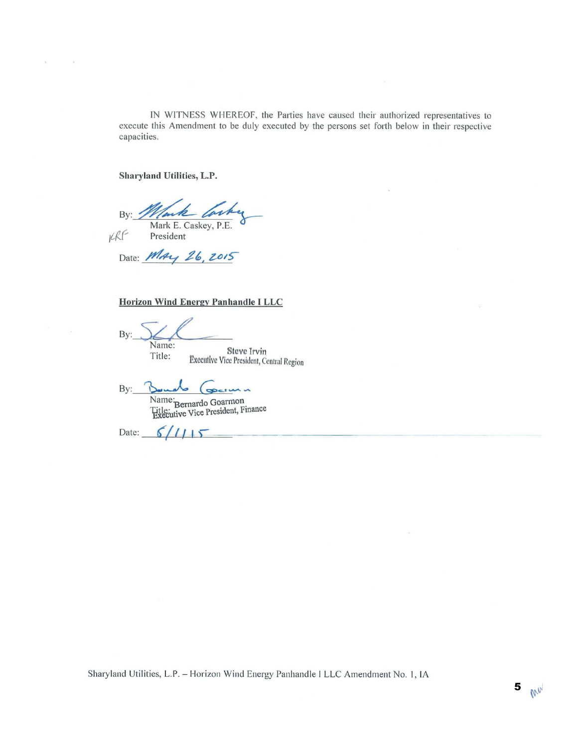IN WITNESS WHEREOF, the Parties have caused their authorized representatives to execute this Amendment to be duly executed by the persons set forth below in their respective capacities.

**Sharyland Utilities, L.P.**

By: _______________
Mark E. Caskey, P.E.
President

Date: May 26, 2015

**Horizon Wind Energy Panhandle I LLC**

By: _______________
Name: Steve Irvin
Title: Executive Vice President, Central Region

By: _______________
Name: Bernardo Goarmon
Title: Executive Vice President, Finance

Date: 6/1/15

Sharyland Utilities, L.P. – Horizon Wind Energy Panhandle I LLC Amendment No. 1, IA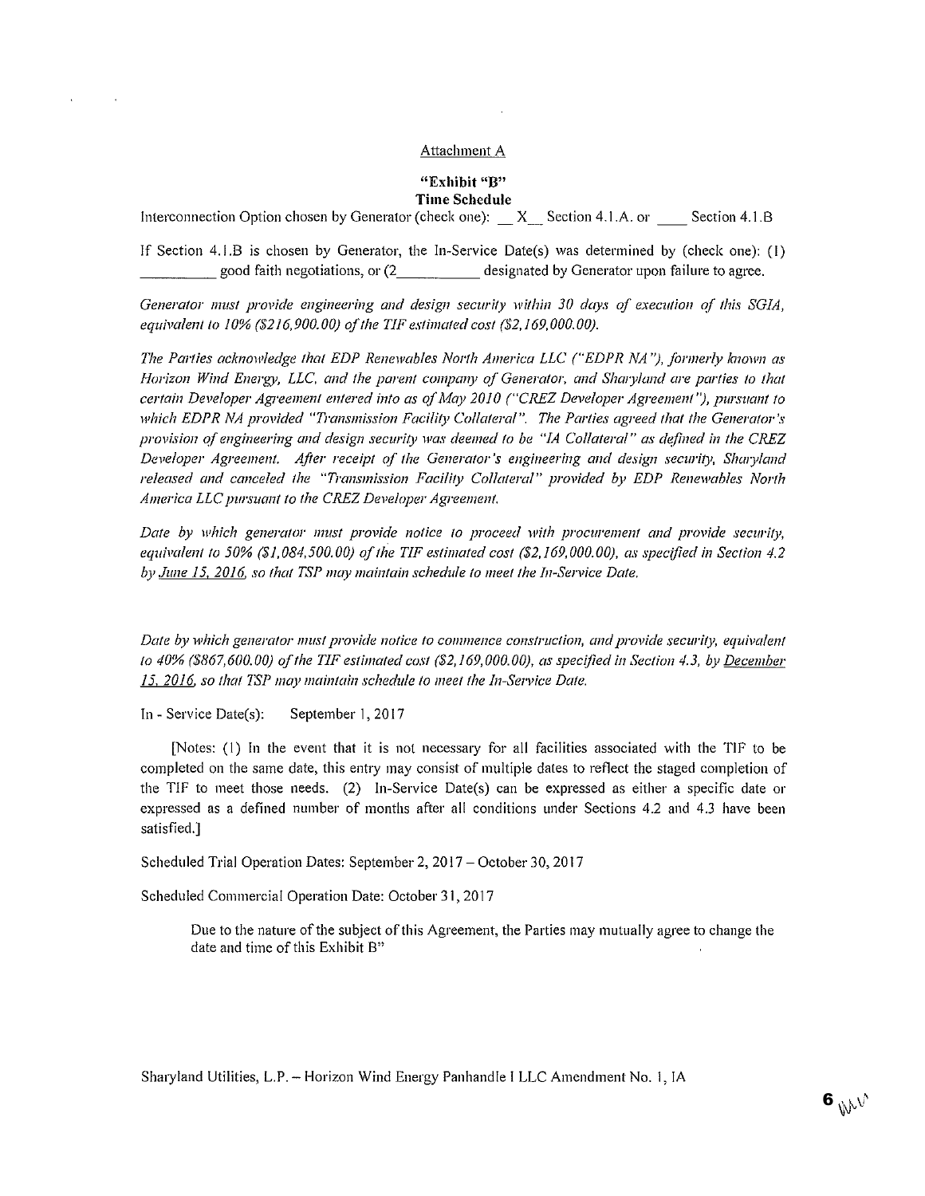Attachment A

**"Exhibit "B"**
**Time Schedule**

Interconnection Option chosen by Generator (check one): __X__ Section 4.1.A. or ____ Section 4.1.B

If Section 4.1.B is chosen by Generator, the In-Service Date(s) was determined by (check one): (1) __________ good faith negotiations, or (2__________ designated by Generator upon failure to agree.

*Generator must provide engineering and design security within 30 days of execution of this SGIA, equivalent to 10% ($216,900.00) of the TIF estimated cost ($2,169,000.00).*

*The Parties acknowledge that EDP Renewables North America LLC ("EDPR NA"), formerly known as Horizon Wind Energy, LLC, and the parent company of Generator, and Sharyland are parties to that certain Developer Agreement entered into as of May 2010 ("CREZ Developer Agreement"), pursuant to which EDPR NA provided "Transmission Facility Collateral". The Parties agreed that the Generator's provision of engineering and design security was deemed to be "IA Collateral" as defined in the CREZ Developer Agreement. After receipt of the Generator's engineering and design security, Sharyland released and canceled the "Transmission Facility Collateral" provided by EDP Renewables North America LLC pursuant to the CREZ Developer Agreement.*

*Date by which generator must provide notice to proceed with procurement and provide security, equivalent to 50% ($1,084,500.00) of the TIF estimated cost ($2,169,000.00), as specified in Section 4.2 by June 15, 2016, so that TSP may maintain schedule to meet the In-Service Date.*

*Date by which generator must provide notice to commence construction, and provide security, equivalent to 40% ($867,600.00) of the TIF estimated cost ($2,169,000.00), as specified in Section 4.3, by December 15, 2016, so that TSP may maintain schedule to meet the In-Service Date.*

In - Service Date(s): September 1, 2017

[Notes: (1) In the event that it is not necessary for all facilities associated with the TIF to be completed on the same date, this entry may consist of multiple dates to reflect the staged completion of the TIF to meet those needs. (2) In-Service Date(s) can be expressed as either a specific date or expressed as a defined number of months after all conditions under Sections 4.2 and 4.3 have been satisfied.]

Scheduled Trial Operation Dates: September 2, 2017 – October 30, 2017

Scheduled Commercial Operation Date: October 31, 2017

Due to the nature of the subject of this Agreement, the Parties may mutually agree to change the date and time of this Exhibit B"

Sharyland Utilities, L.P. – Horizon Wind Energy Panhandle I LLC Amendment No. 1, IA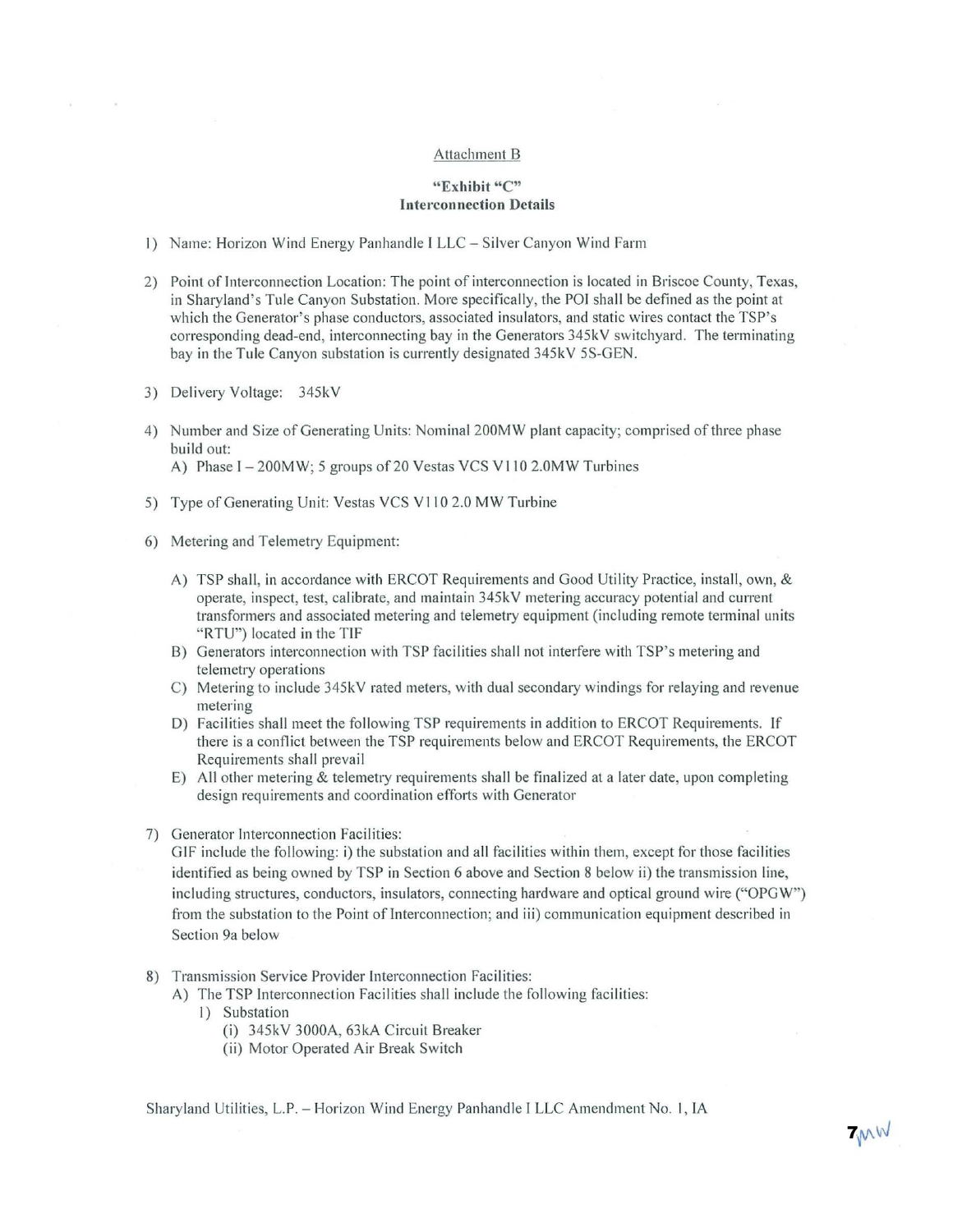Attachment B

**"Exhibit "C"**
**Interconnection Details**

1) Name: Horizon Wind Energy Panhandle I LLC – Silver Canyon Wind Farm

2) Point of Interconnection Location: The point of interconnection is located in Briscoe County, Texas, in Sharyland's Tule Canyon Substation. More specifically, the POI shall be defined as the point at which the Generator's phase conductors, associated insulators, and static wires contact the TSP's corresponding dead-end, interconnecting bay in the Generators 345kV switchyard. The terminating bay in the Tule Canyon substation is currently designated 345kV 5S-GEN.

3) Delivery Voltage: 345kV

4) Number and Size of Generating Units: Nominal 200MW plant capacity; comprised of three phase build out:
   A) Phase I – 200MW; 5 groups of 20 Vestas VCS V110 2.0MW Turbines

5) Type of Generating Unit: Vestas VCS V110 2.0 MW Turbine

6) Metering and Telemetry Equipment:

   A) TSP shall, in accordance with ERCOT Requirements and Good Utility Practice, install, own, & operate, inspect, test, calibrate, and maintain 345kV metering accuracy potential and current transformers and associated metering and telemetry equipment (including remote terminal units "RTU") located in the TIF
   B) Generators interconnection with TSP facilities shall not interfere with TSP's metering and telemetry operations
   C) Metering to include 345kV rated meters, with dual secondary windings for relaying and revenue metering
   D) Facilities shall meet the following TSP requirements in addition to ERCOT Requirements. If there is a conflict between the TSP requirements below and ERCOT Requirements, the ERCOT Requirements shall prevail
   E) All other metering & telemetry requirements shall be finalized at a later date, upon completing design requirements and coordination efforts with Generator

7) Generator Interconnection Facilities:
   GIF include the following: i) the substation and all facilities within them, except for those facilities identified as being owned by TSP in Section 6 above and Section 8 below ii) the transmission line, including structures, conductors, insulators, connecting hardware and optical ground wire ("OPGW") from the substation to the Point of Interconnection; and iii) communication equipment described in Section 9a below

8) Transmission Service Provider Interconnection Facilities:
   A) The TSP Interconnection Facilities shall include the following facilities:
      1) Substation
         (i) 345kV 3000A, 63kA Circuit Breaker
         (ii) Motor Operated Air Break Switch

Sharyland Utilities, L.P. – Horizon Wind Energy Panhandle I LLC Amendment No. 1, IA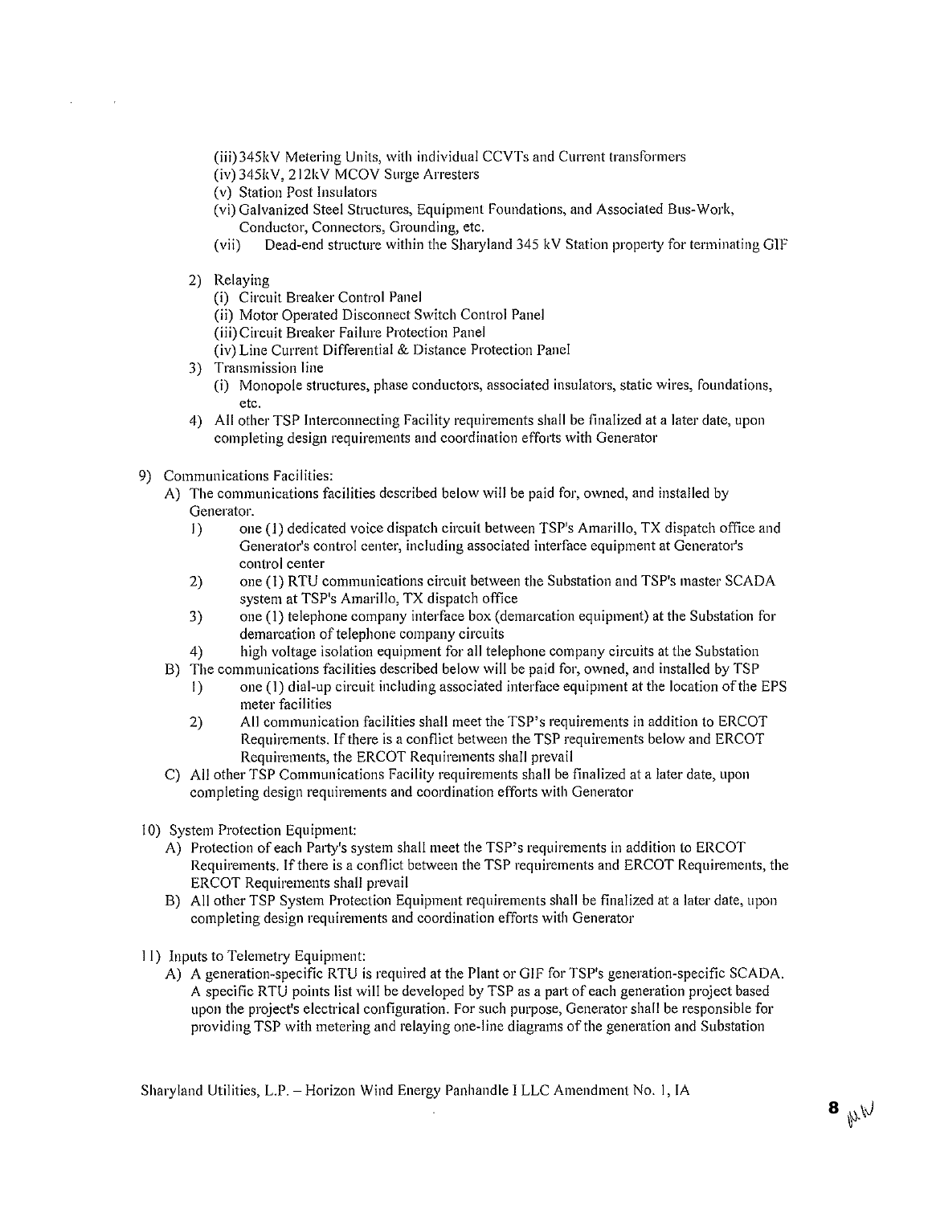(iii) 345kV Metering Units, with individual CCVTs and Current transformers
(iv) 345kV, 212kV MCOV Surge Arresters
(v) Station Post Insulators
(vi) Galvanized Steel Structures, Equipment Foundations, and Associated Bus-Work, Conductor, Connectors, Grounding, etc.
(vii) Dead-end structure within the Sharyland 345 kV Station property for terminating GIF

2) Relaying
   (i) Circuit Breaker Control Panel
   (ii) Motor Operated Disconnect Switch Control Panel
   (iii) Circuit Breaker Failure Protection Panel
   (iv) Line Current Differential & Distance Protection Panel
3) Transmission line
   (i) Monopole structures, phase conductors, associated insulators, static wires, foundations, etc.
4) All other TSP Interconnecting Facility requirements shall be finalized at a later date, upon completing design requirements and coordination efforts with Generator

9) Communications Facilities:
   A) The communications facilities described below will be paid for, owned, and installed by Generator.
      1) one (1) dedicated voice dispatch circuit between TSP's Amarillo, TX dispatch office and Generator's control center, including associated interface equipment at Generator's control center
      2) one (1) RTU communications circuit between the Substation and TSP's master SCADA system at TSP's Amarillo, TX dispatch office
      3) one (1) telephone company interface box (demarcation equipment) at the Substation for demarcation of telephone company circuits
      4) high voltage isolation equipment for all telephone company circuits at the Substation
   B) The communications facilities described below will be paid for, owned, and installed by TSP
      1) one (1) dial-up circuit including associated interface equipment at the location of the EPS meter facilities
      2) All communication facilities shall meet the TSP's requirements in addition to ERCOT Requirements. If there is a conflict between the TSP requirements below and ERCOT Requirements, the ERCOT Requirements shall prevail
   C) All other TSP Communications Facility requirements shall be finalized at a later date, upon completing design requirements and coordination efforts with Generator

10) System Protection Equipment:
   A) Protection of each Party's system shall meet the TSP's requirements in addition to ERCOT Requirements. If there is a conflict between the TSP requirements and ERCOT Requirements, the ERCOT Requirements shall prevail
   B) All other TSP System Protection Equipment requirements shall be finalized at a later date, upon completing design requirements and coordination efforts with Generator

11) Inputs to Telemetry Equipment:
   A) A generation-specific RTU is required at the Plant or GIF for TSP's generation-specific SCADA. A specific RTU points list will be developed by TSP as a part of each generation project based upon the project's electrical configuration. For such purpose, Generator shall be responsible for providing TSP with metering and relaying one-line diagrams of the generation and Substation

Sharyland Utilities, L.P. – Horizon Wind Energy Panhandle I LLC Amendment No. 1, IA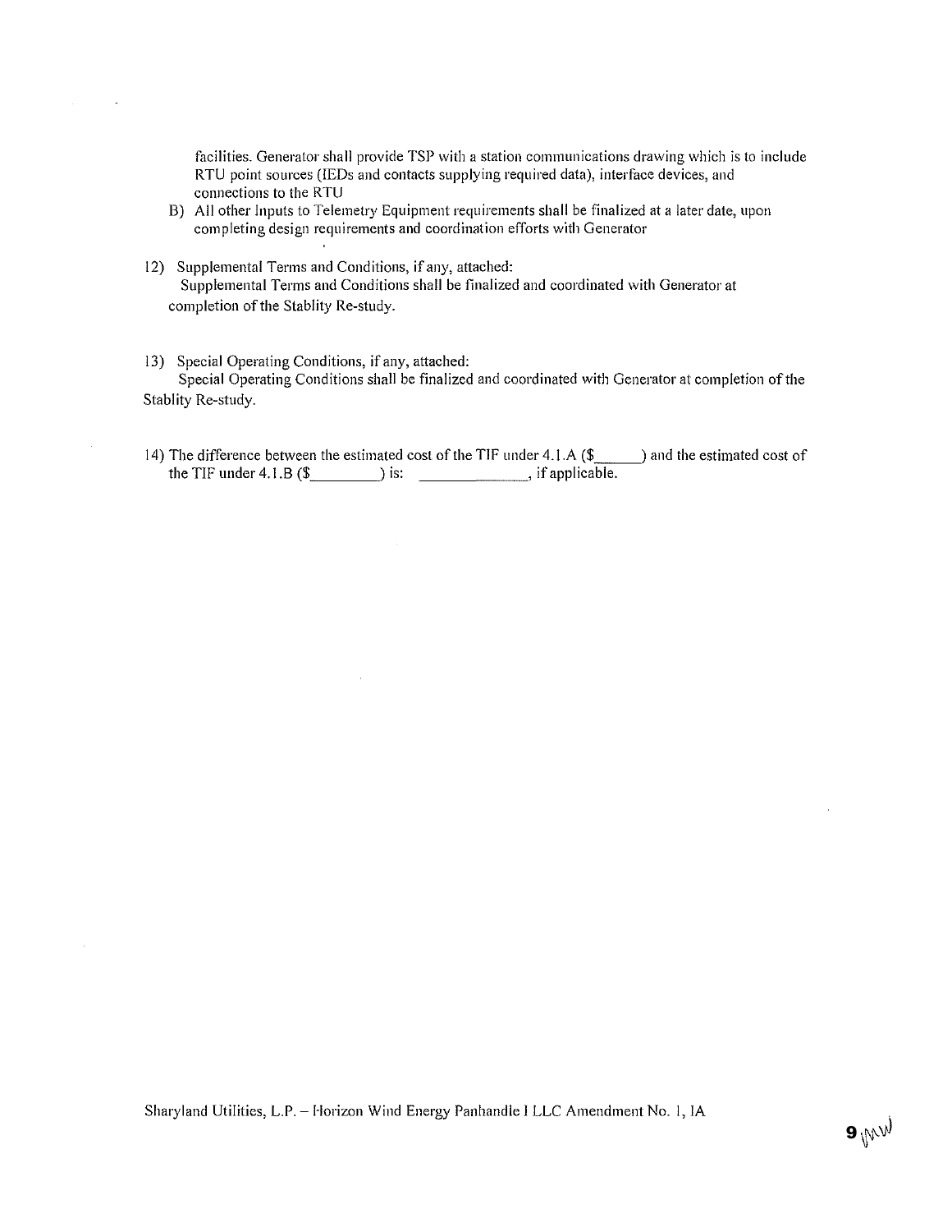facilities. Generator shall provide TSP with a station communications drawing which is to include RTU point sources (IEDs and contacts supplying required data), interface devices, and connections to the RTU

B) All other Inputs to Telemetry Equipment requirements shall be finalized at a later date, upon completing design requirements and coordination efforts with Generator

12) Supplemental Terms and Conditions, if any, attached:
Supplemental Terms and Conditions shall be finalized and coordinated with Generator at completion of the Stablity Re-study.

13) Special Operating Conditions, if any, attached:
Special Operating Conditions shall be finalized and coordinated with Generator at completion of the Stablity Re-study.

14) The difference between the estimated cost of the TIF under 4.1.A ($______) and the estimated cost of the TIF under 4.1.B ($_________) is: ______________, if applicable.

Sharyland Utilities, L.P. – Horizon Wind Energy Panhandle I LLC Amendment No. 1, IA